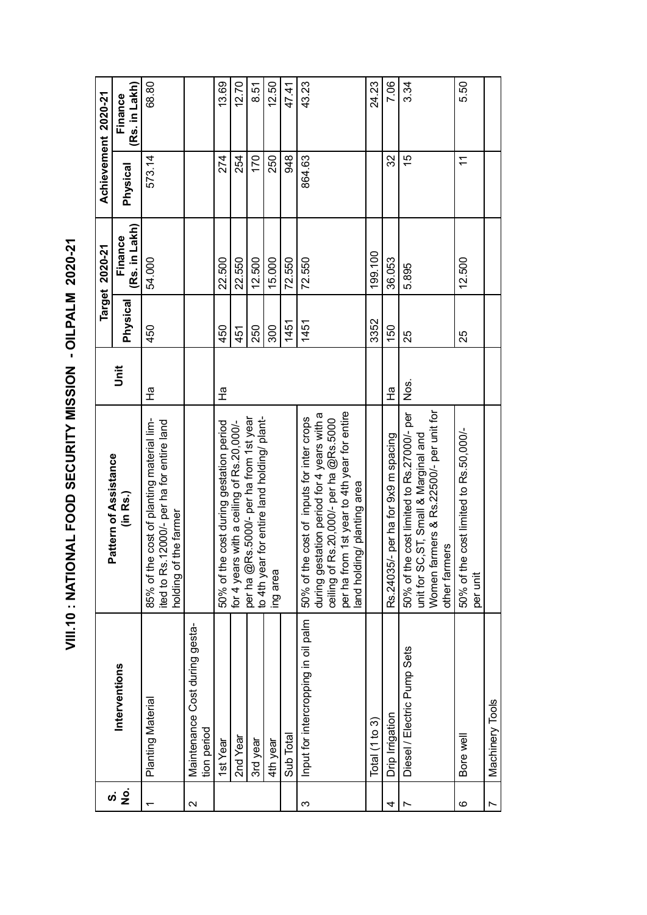# VIII.10 : NATIONAL FOOD SECURITY MISSION - OILPALM 2020-21

| S. No. | Interventions | Pattern of Assistance (in Rs.) | Unit | Target 2020-21 | | Achievement 2020-21 | |
|---|---|---|---|---|---|---|---|
| | | | | Physical | Finance (Rs. in Lakh) | Physical | Finance (Rs. in Lakh) |
| 1 | Planting Material | 85% of the cost of planting material limited to Rs.12000/- per ha for entire land holding of the farmer | Ha | 450 | 54.000 | 573.14 | 68.80 |
| 2 | Maintenance Cost during gestation period | | | | | | |
| | 1st Year | 50% of the cost during gestation period for 4 years with a ceiling of Rs.20,000/- per ha @Rs.5000/- per ha from 1st year to 4th year for entire land holding/ planting area | Ha | 450 | 22.500 | 274 | 13.69 |
| | 2nd Year | | | 451 | 22.550 | 254 | 12.70 |
| | 3rd year | | | 250 | 12.500 | 170 | 8.51 |
| | 4th year | | | 300 | 15.000 | 250 | 12.50 |
| | Sub Total | | | 1451 | 72.550 | 948 | 47.41 |
| 3 | Input for intercropping in oil palm | 50% of the cost of inputs for inter crops during gestation period for 4 years with a ceiling of Rs.20,000/- per ha @Rs.5000 per ha from 1st year to 4th year for entire land holding/ planting area | | 1451 | 72.550 | 864.63 | 43.23 |
| | Total (1 to 3) | | | 3352 | 199.100 | | 24.23 |
| 4 | Drip Irrigation | Rs.24035/- per ha for 9x9 m spacing | Ha | 150 | 36.053 | 32 | 7.06 |
| 7 | Diesel / Electric Pump Sets | 50% of the cost limited to Rs.27000/- per unit for SC,ST, Small & Marginal and Women farmers & Rs.22500/- per unit for other farmers | Nos. | 25 | 5.895 | 15 | 3.34 |
| 6 | Bore well | 50% of the cost limited to Rs.50,000/- per unit | | 25 | 12.500 | 11 | 5.50 |
| 7 | Machinery Tools | | | | | | |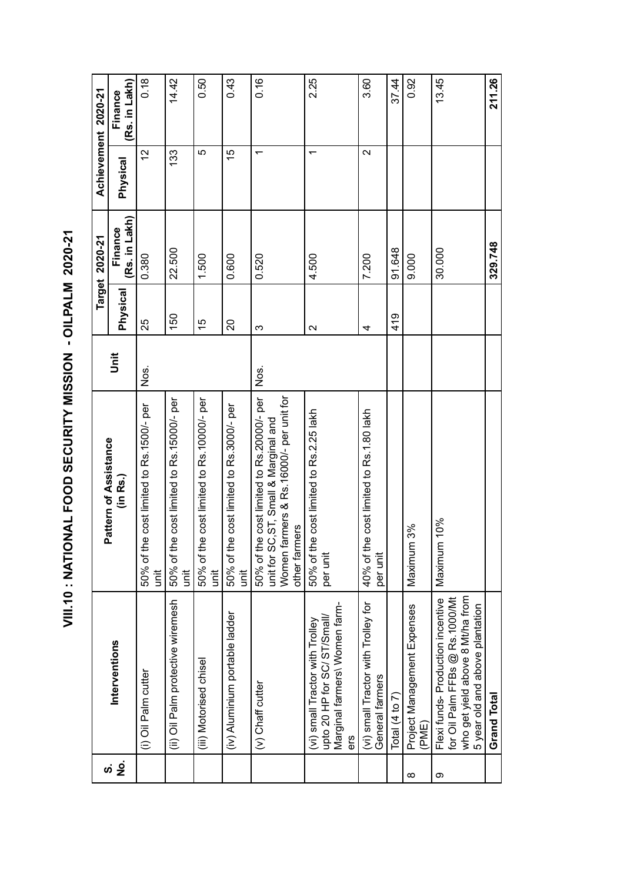# VIII.10 : NATIONAL FOOD SECURITY MISSION - OILPALM 2020-21

| S. No. | Interventions | Pattern of Assistance (in Rs.) | Unit | Target 2020-21 | | Achievement 2020-21 | |
|---|---|---|---|---|---|---|---|
| | | | | Physical | Finance (Rs. in Lakh) | Physical | Finance (Rs. in Lakh) |
| | (i) Oil Palm cutter | 50% of the cost limited to Rs.1500/- per unit | Nos. | 25 | 0.380 | 12 | 0.18 |
| | (ii) Oil Palm protective wiremesh | 50% of the cost limited to Rs.15000/- per unit | | 150 | 22.500 | 133 | 14.42 |
| | (iii) Motorised chisel | 50% of the cost limited to Rs.10000/- per unit | | 15 | 1.500 | 5 | 0.50 |
| | (iv) Aluminium portable ladder | 50% of the cost limited to Rs.3000/- per unit | | 20 | 0.600 | 15 | 0.43 |
| | (v) Chaff cutter | 50% of the cost limited to Rs.20000/- per unit for SC,ST, Small & Marginal and Women farmers & Rs.16000/- per unit for other farmers | Nos. | 3 | 0.520 | 1 | 0.16 |
| | (vi) small Tractor with Trolley upto 20 HP for SC/ ST/Small/ Marginal farmers\ Women farmers | 50% of the cost limited to Rs.2.25 lakh per unit | | 2 | 4.500 | 1 | 2.25 |
| | (vi) small Tractor with Trolley for General farmers | 40% of the cost limited to Rs.1.80 lakh per unit | | 4 | 7.200 | 2 | 3.60 |
| | Total (4 to 7) | | | 419 | 91.648 | | 37.44 |
| 8 | Project Management Expenses (PME) | Maximum 3% | | | 9.000 | | 0.92 |
| 9 | Flexi funds- Production incentive for Oil Palm FFBs @ Rs.1000/Mt who get yield above 8 Mt/ha from 5 year old and above plantation | Maximum 10% | | | 30.000 | | 13.45 |
| | **Grand Total** | | | | **329.748** | | **211.26** |